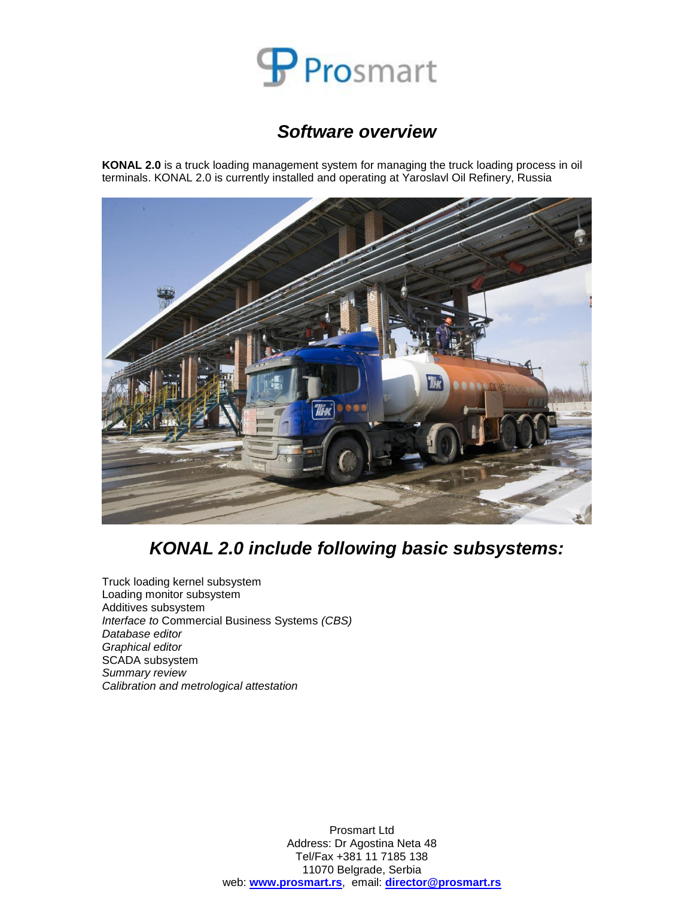Prosmart

# *Software overview*

**KONAL 2.0** is a truck loading management system for managing the truck loading process in oil terminals. KONAL 2.0 is currently installed and operating at Yaroslavl Oil Refinery, Russia

## *KONAL 2.0 include following basic subsystems:*

Truck loading kernel subsystem
Loading monitor subsystem
Additives subsystem
*Interface to* Commercial Business Systems *(CBS)*
*Database editor*
*Graphical editor*
SCADA subsystem
*Summary review*
*Calibration and metrological attestation*

Prosmart Ltd
Address: Dr Agostina Neta 48
Tel/Fax +381 11 7185 138
11070 Belgrade, Serbia
web: **www.prosmart.rs**, email: **director@prosmart.rs**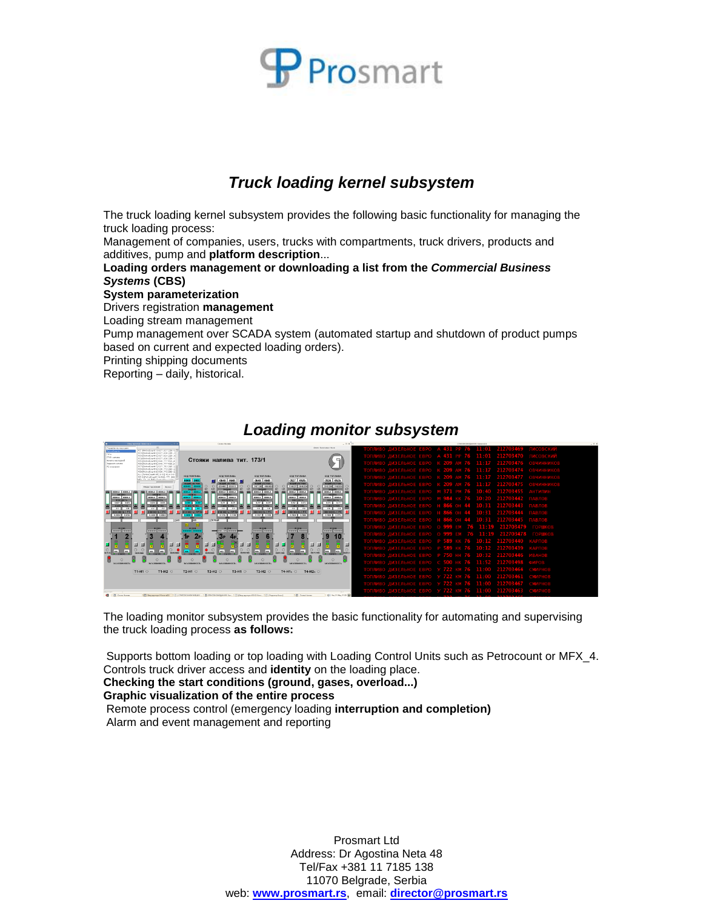# Truck loading kernel subsystem

The truck loading kernel subsystem provides the following basic functionality for managing the truck loading process:
Management of companies, users, trucks with compartments, truck drivers, products and additives, pump and **platform description**...
**Loading orders management or downloading a list from the *Commercial Business Systems* (CBS)**
**System parameterization**
Drivers registration **management**
Loading stream management
Pump management over SCADA system (automated startup and shutdown of product pumps based on current and expected loading orders).
Printing shipping documents
Reporting – daily, historical.

# Loading monitor subsystem

The loading monitor subsystem provides the basic functionality for automating and supervising the truck loading process **as follows:**

Supports bottom loading or top loading with Loading Control Units such as Petrocount or MFX_4.
Controls truck driver access and **identity** on the loading place.
**Checking the start conditions (ground, gases, overload...)**
**Graphic visualization of the entire process**
Remote process control (emergency loading **interruption and completion)**
Alarm and event management and reporting

Prosmart Ltd
Address: Dr Agostina Neta 48
Tel/Fax +381 11 7185 138
11070 Belgrade, Serbia
web: **www.prosmart.rs**, email: **director@prosmart.rs**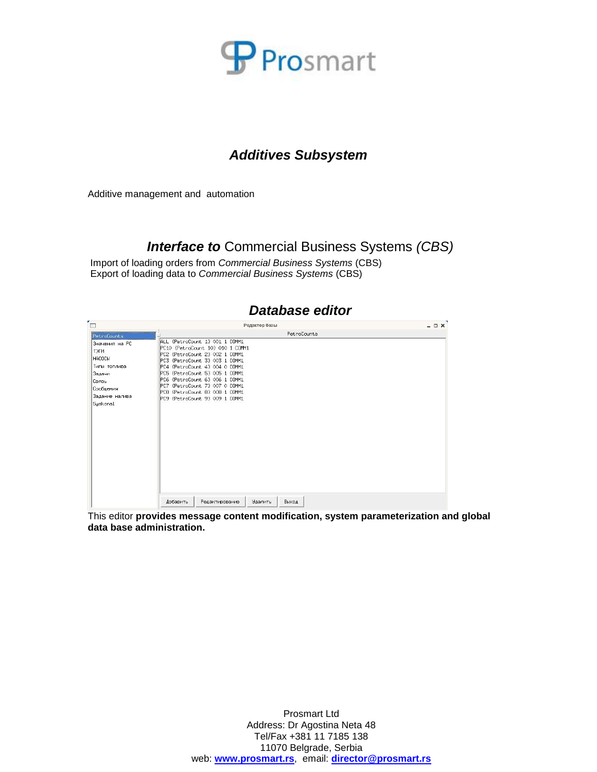# Prosmart

## *Additives Subsystem*

Additive management and automation

## ***Interface to*** Commercial Business Systems *(CBS)*

Import of loading orders from *Commercial Business Systems* (CBS)
Export of loading data to *Commercial Business Systems* (CBS)

## *Database editor*

This editor **provides message content modification, system parameterization and global data base administration.**

Prosmart Ltd
Address: Dr Agostina Neta 48
Tel/Fax +381 11 7185 138
11070 Belgrade, Serbia
web: **www.prosmart.rs**, email: **director@prosmart.rs**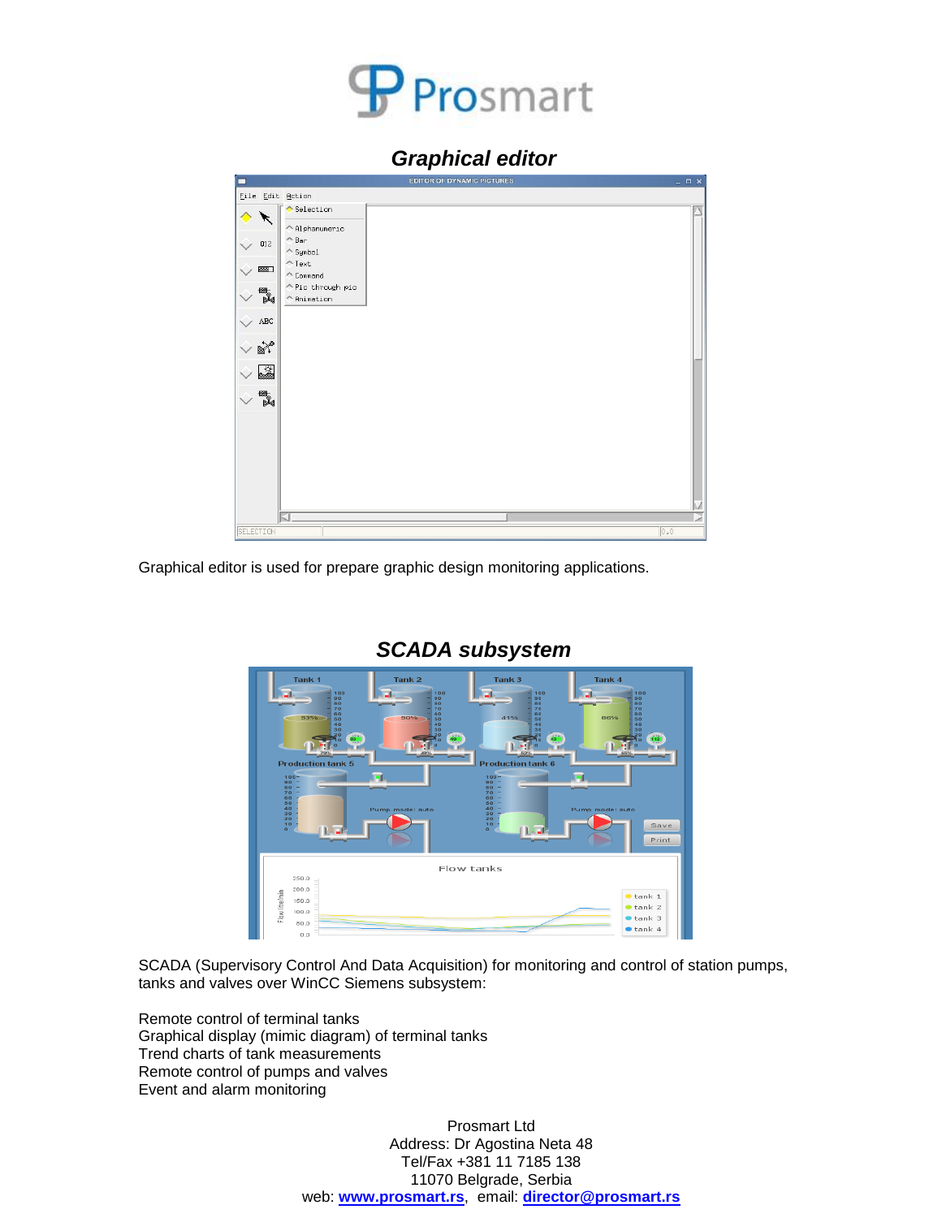## *Graphical editor*

Graphical editor is used for prepare graphic design monitoring applications.

## *SCADA subsystem*

SCADA (Supervisory Control And Data Acquisition) for monitoring and control of station pumps, tanks and valves over WinCC Siemens subsystem:

Remote control of terminal tanks
Graphical display (mimic diagram) of terminal tanks
Trend charts of tank measurements
Remote control of pumps and valves
Event and alarm monitoring

Prosmart Ltd
Address: Dr Agostina Neta 48
Tel/Fax +381 11 7185 138
11070 Belgrade, Serbia
web: **www.prosmart.rs**, email: **director@prosmart.rs**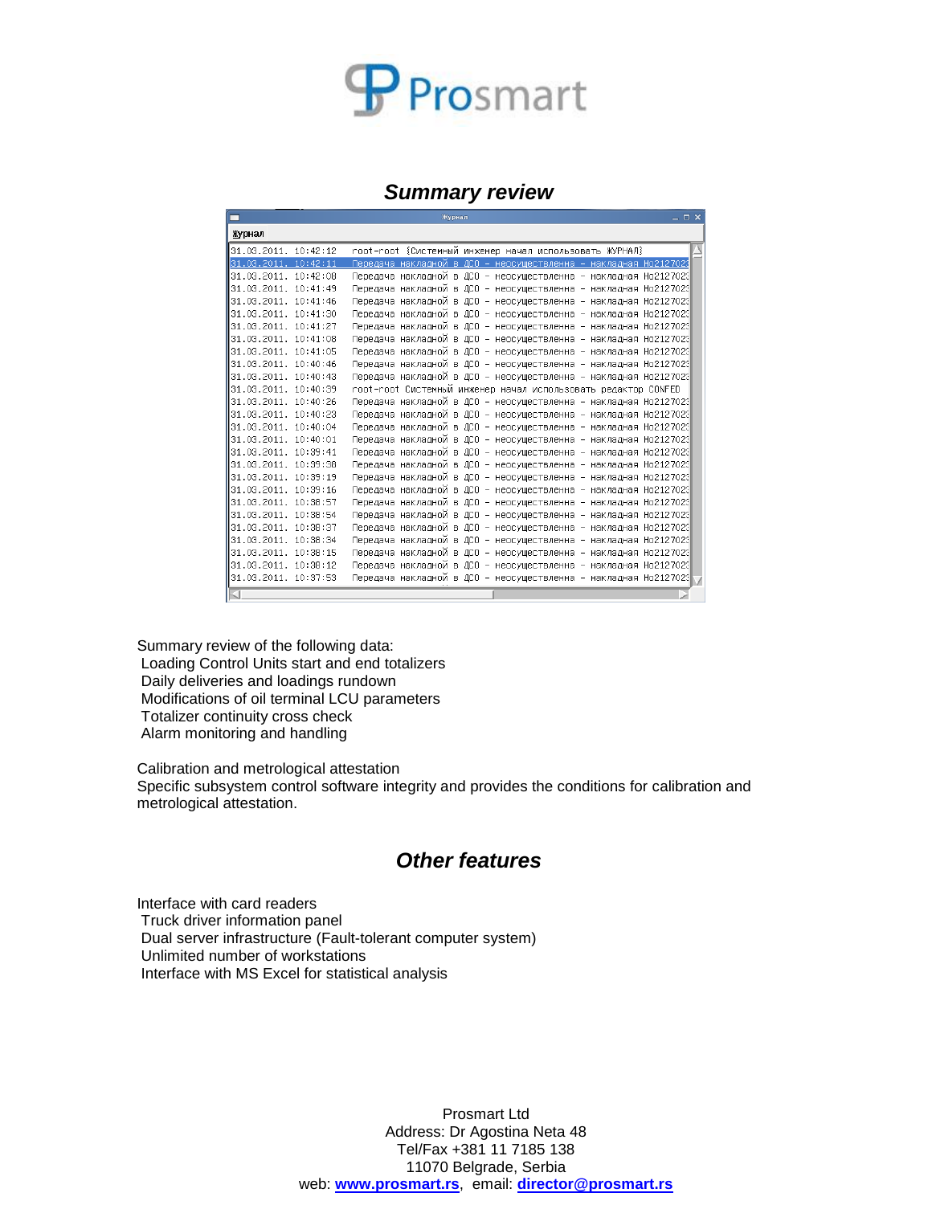## *Summary review*

Summary review of the following data:

- Loading Control Units start and end totalizers
- Daily deliveries and loadings rundown
- Modifications of oil terminal LCU parameters
- Totalizer continuity cross check
- Alarm monitoring and handling

Calibration and metrological attestation
Specific subsystem control software integrity and provides the conditions for calibration and metrological attestation.

## *Other features*

Interface with card readers

- Truck driver information panel
- Dual server infrastructure (Fault-tolerant computer system)
- Unlimited number of workstations
- Interface with MS Excel for statistical analysis